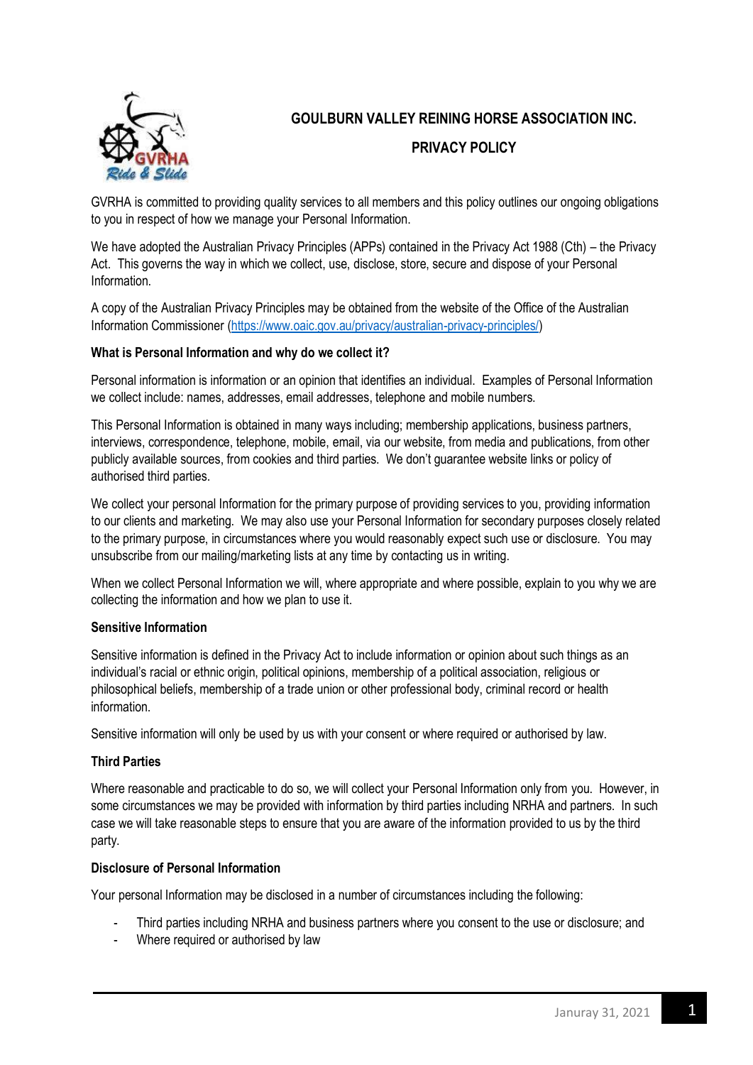# GOULBURN VALLEY REINING HORSE ASSOCIATION INC.

## PRIVACY POLICY

GVRHA is committed to providing quality services to all members and this policy outlines our ongoing obligations to you in respect of how we manage your Personal Information.

We have adopted the Australian Privacy Principles (APPs) contained in the Privacy Act 1988 (Cth) – the Privacy Act. This governs the way in which we collect, use, disclose, store, secure and dispose of your Personal Information.

A copy of the Australian Privacy Principles may be obtained from the website of the Office of the Australian Information Commissioner (https://www.oaic.gov.au/privacy/australian-privacy-principles/)

**What is Personal Information and why do we collect it?**

Personal information is information or an opinion that identifies an individual. Examples of Personal Information we collect include: names, addresses, email addresses, telephone and mobile numbers.

This Personal Information is obtained in many ways including; membership applications, business partners, interviews, correspondence, telephone, mobile, email, via our website, from media and publications, from other publicly available sources, from cookies and third parties. We don't guarantee website links or policy of authorised third parties.

We collect your personal Information for the primary purpose of providing services to you, providing information to our clients and marketing. We may also use your Personal Information for secondary purposes closely related to the primary purpose, in circumstances where you would reasonably expect such use or disclosure. You may unsubscribe from our mailing/marketing lists at any time by contacting us in writing.

When we collect Personal Information we will, where appropriate and where possible, explain to you why we are collecting the information and how we plan to use it.

**Sensitive Information**

Sensitive information is defined in the Privacy Act to include information or opinion about such things as an individual's racial or ethnic origin, political opinions, membership of a political association, religious or philosophical beliefs, membership of a trade union or other professional body, criminal record or health information.

Sensitive information will only be used by us with your consent or where required or authorised by law.

**Third Parties**

Where reasonable and practicable to do so, we will collect your Personal Information only from you. However, in some circumstances we may be provided with information by third parties including NRHA and partners. In such case we will take reasonable steps to ensure that you are aware of the information provided to us by the third party.

**Disclosure of Personal Information**

Your personal Information may be disclosed in a number of circumstances including the following:

- Third parties including NRHA and business partners where you consent to the use or disclosure; and
- Where required or authorised by law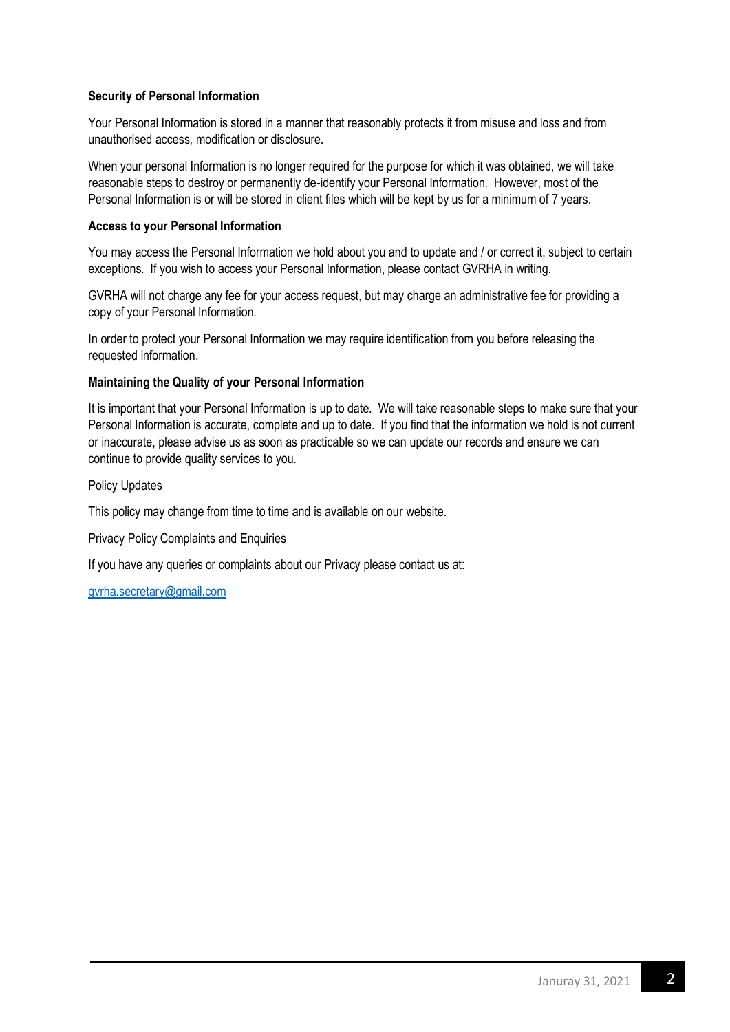**Security of Personal Information**

Your Personal Information is stored in a manner that reasonably protects it from misuse and loss and from unauthorised access, modification or disclosure.

When your personal Information is no longer required for the purpose for which it was obtained, we will take reasonable steps to destroy or permanently de-identify your Personal Information. However, most of the Personal Information is or will be stored in client files which will be kept by us for a minimum of 7 years.

**Access to your Personal Information**

You may access the Personal Information we hold about you and to update and / or correct it, subject to certain exceptions. If you wish to access your Personal Information, please contact GVRHA in writing.

GVRHA will not charge any fee for your access request, but may charge an administrative fee for providing a copy of your Personal Information.

In order to protect your Personal Information we may require identification from you before releasing the requested information.

**Maintaining the Quality of your Personal Information**

It is important that your Personal Information is up to date. We will take reasonable steps to make sure that your Personal Information is accurate, complete and up to date. If you find that the information we hold is not current or inaccurate, please advise us as soon as practicable so we can update our records and ensure we can continue to provide quality services to you.

Policy Updates

This policy may change from time to time and is available on our website.

Privacy Policy Complaints and Enquiries

If you have any queries or complaints about our Privacy please contact us at:

gvrha.secretary@gmail.com